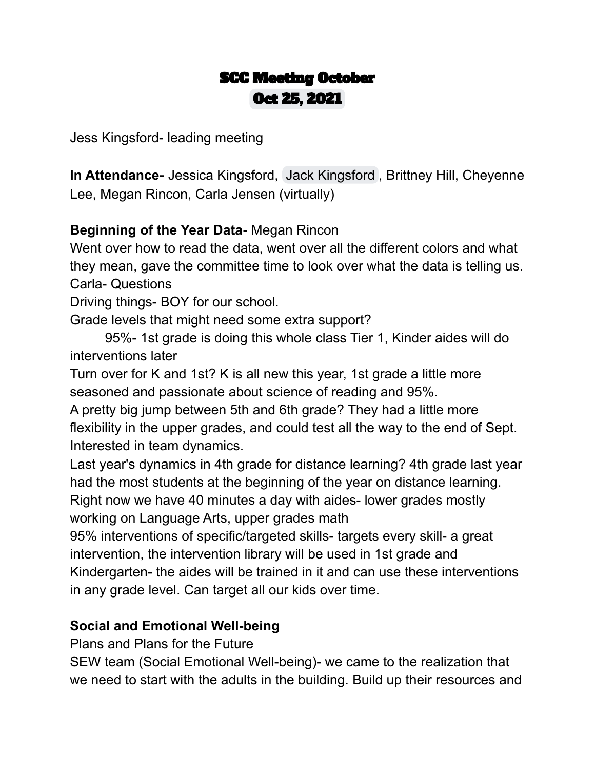# SCC Meeting October
# Oct 25, 2021

Jess Kingsford- leading meeting

**In Attendance-** Jessica Kingsford, Jack Kingsford, Brittney Hill, Cheyenne Lee, Megan Rincon, Carla Jensen (virtually)

**Beginning of the Year Data-** Megan Rincon

Went over how to read the data, went over all the different colors and what they mean, gave the committee time to look over what the data is telling us.

Carla- Questions

Driving things- BOY for our school.

Grade levels that might need some extra support?

95%- 1st grade is doing this whole class Tier 1, Kinder aides will do interventions later

Turn over for K and 1st? K is all new this year, 1st grade a little more seasoned and passionate about science of reading and 95%.

A pretty big jump between 5th and 6th grade? They had a little more flexibility in the upper grades, and could test all the way to the end of Sept. Interested in team dynamics.

Last year's dynamics in 4th grade for distance learning? 4th grade last year had the most students at the beginning of the year on distance learning.

Right now we have 40 minutes a day with aides- lower grades mostly working on Language Arts, upper grades math

95% interventions of specific/targeted skills- targets every skill- a great intervention, the intervention library will be used in 1st grade and Kindergarten- the aides will be trained in it and can use these interventions in any grade level. Can target all our kids over time.

**Social and Emotional Well-being**

Plans and Plans for the Future

SEW team (Social Emotional Well-being)- we came to the realization that we need to start with the adults in the building. Build up their resources and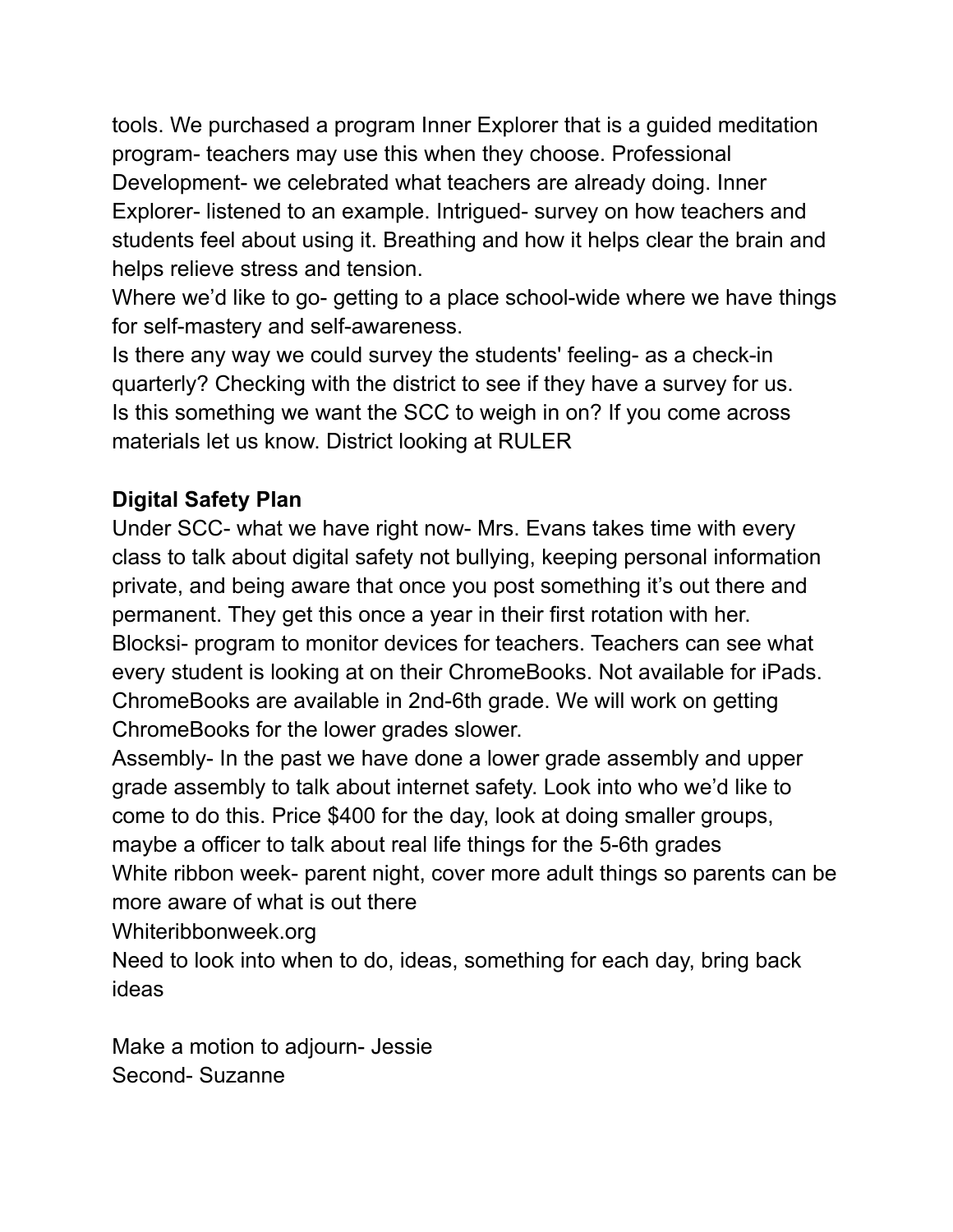tools. We purchased a program Inner Explorer that is a guided meditation program- teachers may use this when they choose. Professional Development- we celebrated what teachers are already doing. Inner Explorer- listened to an example. Intrigued- survey on how teachers and students feel about using it. Breathing and how it helps clear the brain and helps relieve stress and tension.
Where we'd like to go- getting to a place school-wide where we have things for self-mastery and self-awareness.
Is there any way we could survey the students' feeling- as a check-in quarterly? Checking with the district to see if they have a survey for us.
Is this something we want the SCC to weigh in on? If you come across materials let us know. District looking at RULER

**Digital Safety Plan**
Under SCC- what we have right now- Mrs. Evans takes time with every class to talk about digital safety not bullying, keeping personal information private, and being aware that once you post something it's out there and permanent. They get this once a year in their first rotation with her.
Blocksi- program to monitor devices for teachers. Teachers can see what every student is looking at on their ChromeBooks. Not available for iPads. ChromeBooks are available in 2nd-6th grade. We will work on getting ChromeBooks for the lower grades slower.
Assembly- In the past we have done a lower grade assembly and upper grade assembly to talk about internet safety. Look into who we'd like to come to do this. Price $400 for the day, look at doing smaller groups, maybe a officer to talk about real life things for the 5-6th grades
White ribbon week- parent night, cover more adult things so parents can be more aware of what is out there
Whiteribbonweek.org
Need to look into when to do, ideas, something for each day, bring back ideas

Make a motion to adjourn- Jessie
Second- Suzanne